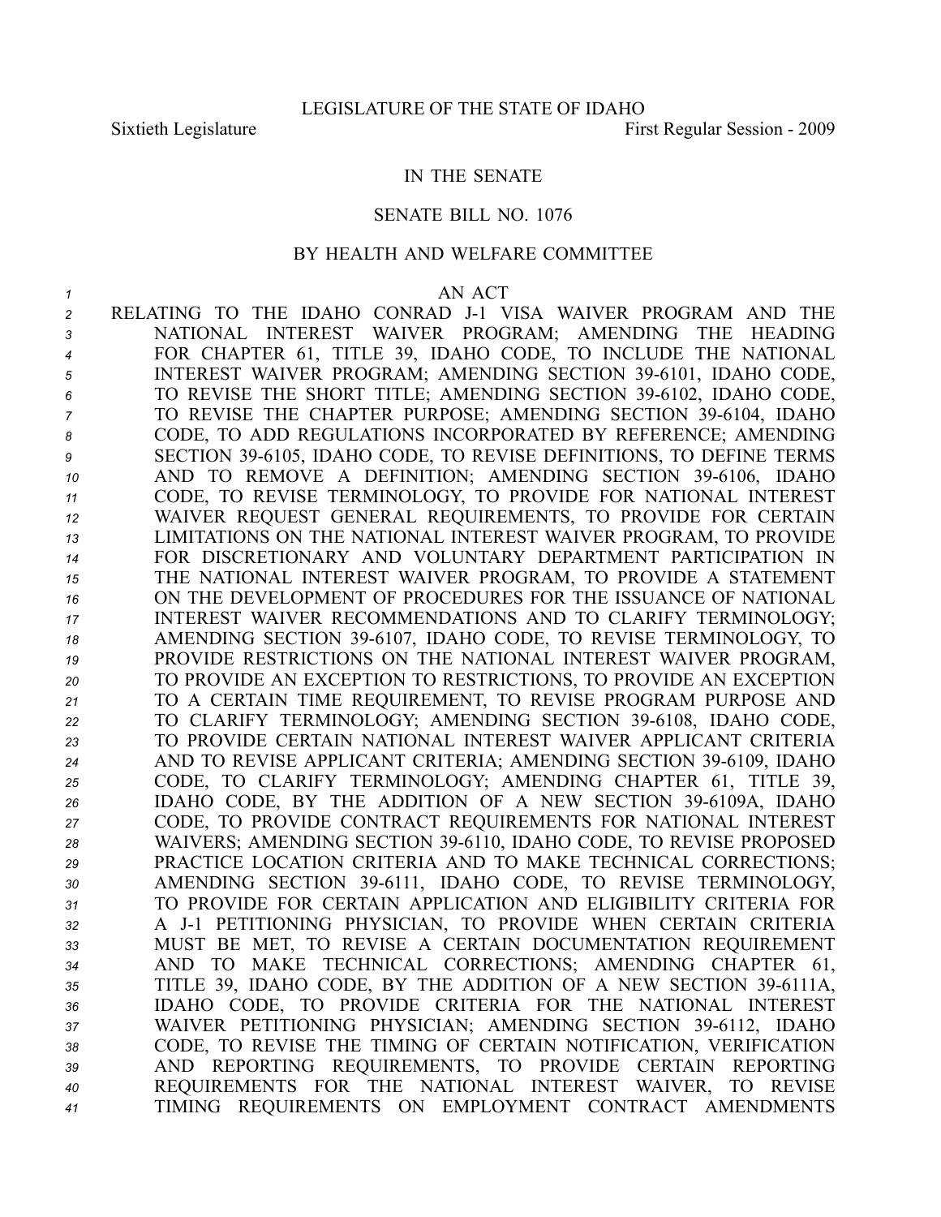LEGISLATURE OF THE STATE OF IDAHO

Sixtieth Legislature First Regular Session - 2009

IN THE SENATE

SENATE BILL NO. 1076

BY HEALTH AND WELFARE COMMITTEE

AN ACT

RELATING TO THE IDAHO CONRAD J-1 VISA WAIVER PROGRAM AND THE NATIONAL INTEREST WAIVER PROGRAM; AMENDING THE HEADING FOR CHAPTER 61, TITLE 39, IDAHO CODE, TO INCLUDE THE NATIONAL INTEREST WAIVER PROGRAM; AMENDING SECTION 39-6101, IDAHO CODE, TO REVISE THE SHORT TITLE; AMENDING SECTION 39-6102, IDAHO CODE, TO REVISE THE CHAPTER PURPOSE; AMENDING SECTION 39-6104, IDAHO CODE, TO ADD REGULATIONS INCORPORATED BY REFERENCE; AMENDING SECTION 39-6105, IDAHO CODE, TO REVISE DEFINITIONS, TO DEFINE TERMS AND TO REMOVE A DEFINITION; AMENDING SECTION 39-6106, IDAHO CODE, TO REVISE TERMINOLOGY, TO PROVIDE FOR NATIONAL INTEREST WAIVER REQUEST GENERAL REQUIREMENTS, TO PROVIDE FOR CERTAIN LIMITATIONS ON THE NATIONAL INTEREST WAIVER PROGRAM, TO PROVIDE FOR DISCRETIONARY AND VOLUNTARY DEPARTMENT PARTICIPATION IN THE NATIONAL INTEREST WAIVER PROGRAM, TO PROVIDE A STATEMENT ON THE DEVELOPMENT OF PROCEDURES FOR THE ISSUANCE OF NATIONAL INTEREST WAIVER RECOMMENDATIONS AND TO CLARIFY TERMINOLOGY; AMENDING SECTION 39-6107, IDAHO CODE, TO REVISE TERMINOLOGY, TO PROVIDE RESTRICTIONS ON THE NATIONAL INTEREST WAIVER PROGRAM, TO PROVIDE AN EXCEPTION TO RESTRICTIONS, TO PROVIDE AN EXCEPTION TO A CERTAIN TIME REQUIREMENT, TO REVISE PROGRAM PURPOSE AND TO CLARIFY TERMINOLOGY; AMENDING SECTION 39-6108, IDAHO CODE, TO PROVIDE CERTAIN NATIONAL INTEREST WAIVER APPLICANT CRITERIA AND TO REVISE APPLICANT CRITERIA; AMENDING SECTION 39-6109, IDAHO CODE, TO CLARIFY TERMINOLOGY; AMENDING CHAPTER 61, TITLE 39, IDAHO CODE, BY THE ADDITION OF A NEW SECTION 39-6109A, IDAHO CODE, TO PROVIDE CONTRACT REQUIREMENTS FOR NATIONAL INTEREST WAIVERS; AMENDING SECTION 39-6110, IDAHO CODE, TO REVISE PROPOSED PRACTICE LOCATION CRITERIA AND TO MAKE TECHNICAL CORRECTIONS; AMENDING SECTION 39-6111, IDAHO CODE, TO REVISE TERMINOLOGY, TO PROVIDE FOR CERTAIN APPLICATION AND ELIGIBILITY CRITERIA FOR A J-1 PETITIONING PHYSICIAN, TO PROVIDE WHEN CERTAIN CRITERIA MUST BE MET, TO REVISE A CERTAIN DOCUMENTATION REQUIREMENT AND TO MAKE TECHNICAL CORRECTIONS; AMENDING CHAPTER 61, TITLE 39, IDAHO CODE, BY THE ADDITION OF A NEW SECTION 39-6111A, IDAHO CODE, TO PROVIDE CRITERIA FOR THE NATIONAL INTEREST WAIVER PETITIONING PHYSICIAN; AMENDING SECTION 39-6112, IDAHO CODE, TO REVISE THE TIMING OF CERTAIN NOTIFICATION, VERIFICATION AND REPORTING REQUIREMENTS, TO PROVIDE CERTAIN REPORTING REQUIREMENTS FOR THE NATIONAL INTEREST WAIVER, TO REVISE TIMING REQUIREMENTS ON EMPLOYMENT CONTRACT AMENDMENTS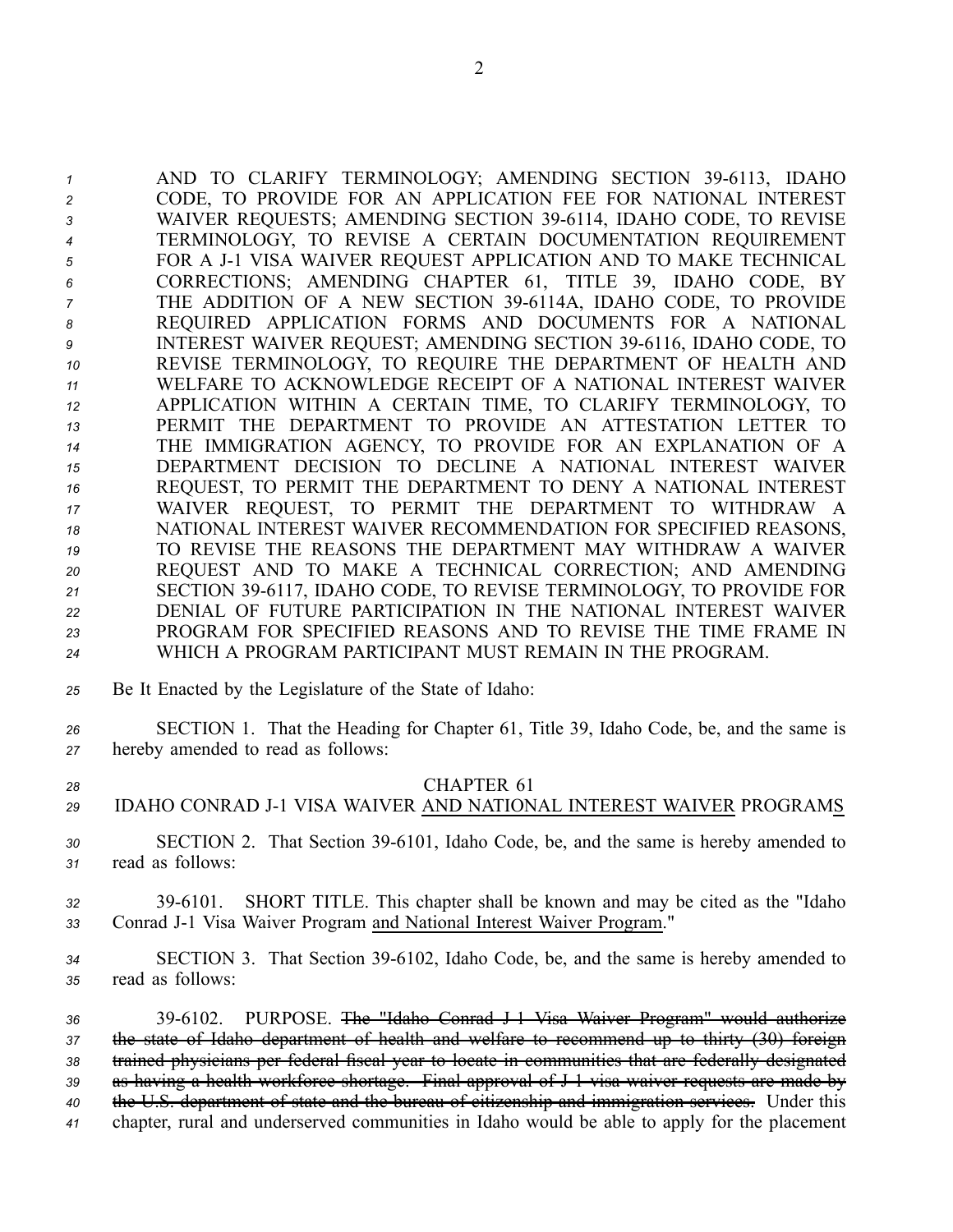AND TO CLARIFY TERMINOLOGY; AMENDING SECTION 39-6113, IDAHO CODE, TO PROVIDE FOR AN APPLICATION FEE FOR NATIONAL INTEREST WAIVER REQUESTS; AMENDING SECTION 39-6114, IDAHO CODE, TO REVISE TERMINOLOGY, TO REVISE A CERTAIN DOCUMENTATION REQUIREMENT FOR A J-1 VISA WAIVER REQUEST APPLICATION AND TO MAKE TECHNICAL CORRECTIONS; AMENDING CHAPTER 61, TITLE 39, IDAHO CODE, BY THE ADDITION OF A NEW SECTION 39-6114A, IDAHO CODE, TO PROVIDE REQUIRED APPLICATION FORMS AND DOCUMENTS FOR A NATIONAL INTEREST WAIVER REQUEST; AMENDING SECTION 39-6116, IDAHO CODE, TO REVISE TERMINOLOGY, TO REQUIRE THE DEPARTMENT OF HEALTH AND WELFARE TO ACKNOWLEDGE RECEIPT OF A NATIONAL INTEREST WAIVER APPLICATION WITHIN A CERTAIN TIME, TO CLARIFY TERMINOLOGY, TO PERMIT THE DEPARTMENT TO PROVIDE AN ATTESTATION LETTER TO THE IMMIGRATION AGENCY, TO PROVIDE FOR AN EXPLANATION OF A DEPARTMENT DECISION TO DECLINE A NATIONAL INTEREST WAIVER REQUEST, TO PERMIT THE DEPARTMENT TO DENY A NATIONAL INTEREST WAIVER REQUEST, TO PERMIT THE DEPARTMENT TO WITHDRAW A NATIONAL INTEREST WAIVER RECOMMENDATION FOR SPECIFIED REASONS, TO REVISE THE REASONS THE DEPARTMENT MAY WITHDRAW A WAIVER REQUEST AND TO MAKE A TECHNICAL CORRECTION; AND AMENDING SECTION 39-6117, IDAHO CODE, TO REVISE TERMINOLOGY, TO PROVIDE FOR DENIAL OF FUTURE PARTICIPATION IN THE NATIONAL INTEREST WAIVER PROGRAM FOR SPECIFIED REASONS AND TO REVISE THE TIME FRAME IN WHICH A PROGRAM PARTICIPANT MUST REMAIN IN THE PROGRAM.

Be It Enacted by the Legislature of the State of Idaho:

SECTION 1. That the Heading for Chapter 61, Title 39, Idaho Code, be, and the same is hereby amended to read as follows:

CHAPTER 61
IDAHO CONRAD J-1 VISA WAIVER <u>AND NATIONAL INTEREST WAIVER</u> PROGRAM<u>S</u>

SECTION 2. That Section 39-6101, Idaho Code, be, and the same is hereby amended to read as follows:

39-6101. SHORT TITLE. This chapter shall be known and may be cited as the "Idaho Conrad J-1 Visa Waiver Program <u>and National Interest Waiver Program</u>."

SECTION 3. That Section 39-6102, Idaho Code, be, and the same is hereby amended to read as follows:

39-6102. PURPOSE. ~~The "Idaho Conrad J-1 Visa Waiver Program" would authorize the state of Idaho department of health and welfare to recommend up to thirty (30) foreign trained physicians per federal fiscal year to locate in communities that are federally designated as having a health workforce shortage. Final approval of J-1 visa waiver requests are made by the U.S. department of state and the bureau of citizenship and immigration services.~~ Under this chapter, rural and underserved communities in Idaho would be able to apply for the placement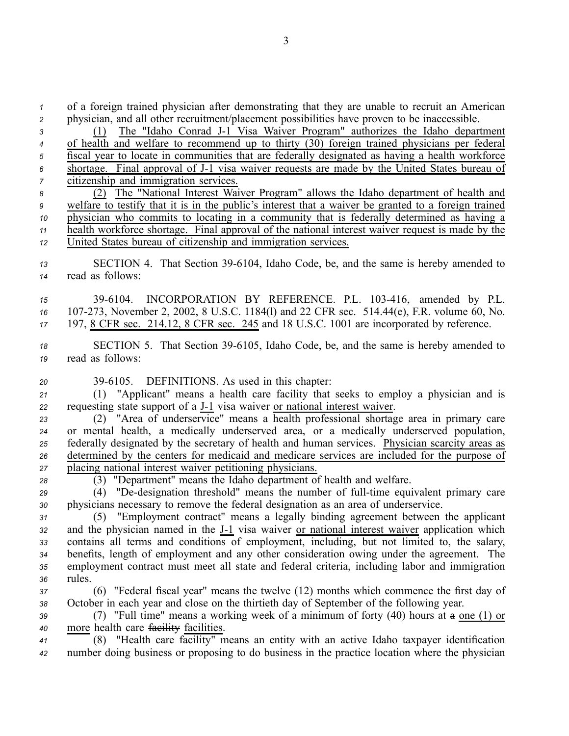of a foreign trained physician after demonstrating that they are unable to recruit an American physician, and all other recruitment/placement possibilities have proven to be inaccessible.

(1) The "Idaho Conrad J-1 Visa Waiver Program" authorizes the Idaho department of health and welfare to recommend up to thirty (30) foreign trained physicians per federal fiscal year to locate in communities that are federally designated as having a health workforce shortage. Final approval of J-1 visa waiver requests are made by the United States bureau of citizenship and immigration services.

(2) The "National Interest Waiver Program" allows the Idaho department of health and welfare to testify that it is in the public's interest that a waiver be granted to a foreign trained physician who commits to locating in a community that is federally determined as having a health workforce shortage. Final approval of the national interest waiver request is made by the United States bureau of citizenship and immigration services.

SECTION 4. That Section 39-6104, Idaho Code, be, and the same is hereby amended to read as follows:

39-6104. INCORPORATION BY REFERENCE. P.L. 103-416, amended by P.L. 107-273, November 2, 2002, 8 U.S.C. 1184(l) and 22 CFR sec. 514.44(e), F.R. volume 60, No. 197, 8 CFR sec. 214.12, 8 CFR sec. 245 and 18 U.S.C. 1001 are incorporated by reference.

SECTION 5. That Section 39-6105, Idaho Code, be, and the same is hereby amended to read as follows:

39-6105. DEFINITIONS. As used in this chapter:

(1) "Applicant" means a health care facility that seeks to employ a physician and is requesting state support of a J-1 visa waiver or national interest waiver.

(2) "Area of underservice" means a health professional shortage area in primary care or mental health, a medically underserved area, or a medically underserved population, federally designated by the secretary of health and human services. Physician scarcity areas as determined by the centers for medicaid and medicare services are included for the purpose of placing national interest waiver petitioning physicians.

(3) "Department" means the Idaho department of health and welfare.

(4) "De-designation threshold" means the number of full-time equivalent primary care physicians necessary to remove the federal designation as an area of underservice.

(5) "Employment contract" means a legally binding agreement between the applicant and the physician named in the J-1 visa waiver or national interest waiver application which contains all terms and conditions of employment, including, but not limited to, the salary, benefits, length of employment and any other consideration owing under the agreement. The employment contract must meet all state and federal criteria, including labor and immigration rules.

(6) "Federal fiscal year" means the twelve (12) months which commence the first day of October in each year and close on the thirtieth day of September of the following year.

(7) "Full time" means a working week of a minimum of forty (40) hours at ~~a~~ one (1) or more health care ~~facility~~ facilities.

(8) "Health care facility" means an entity with an active Idaho taxpayer identification number doing business or proposing to do business in the practice location where the physician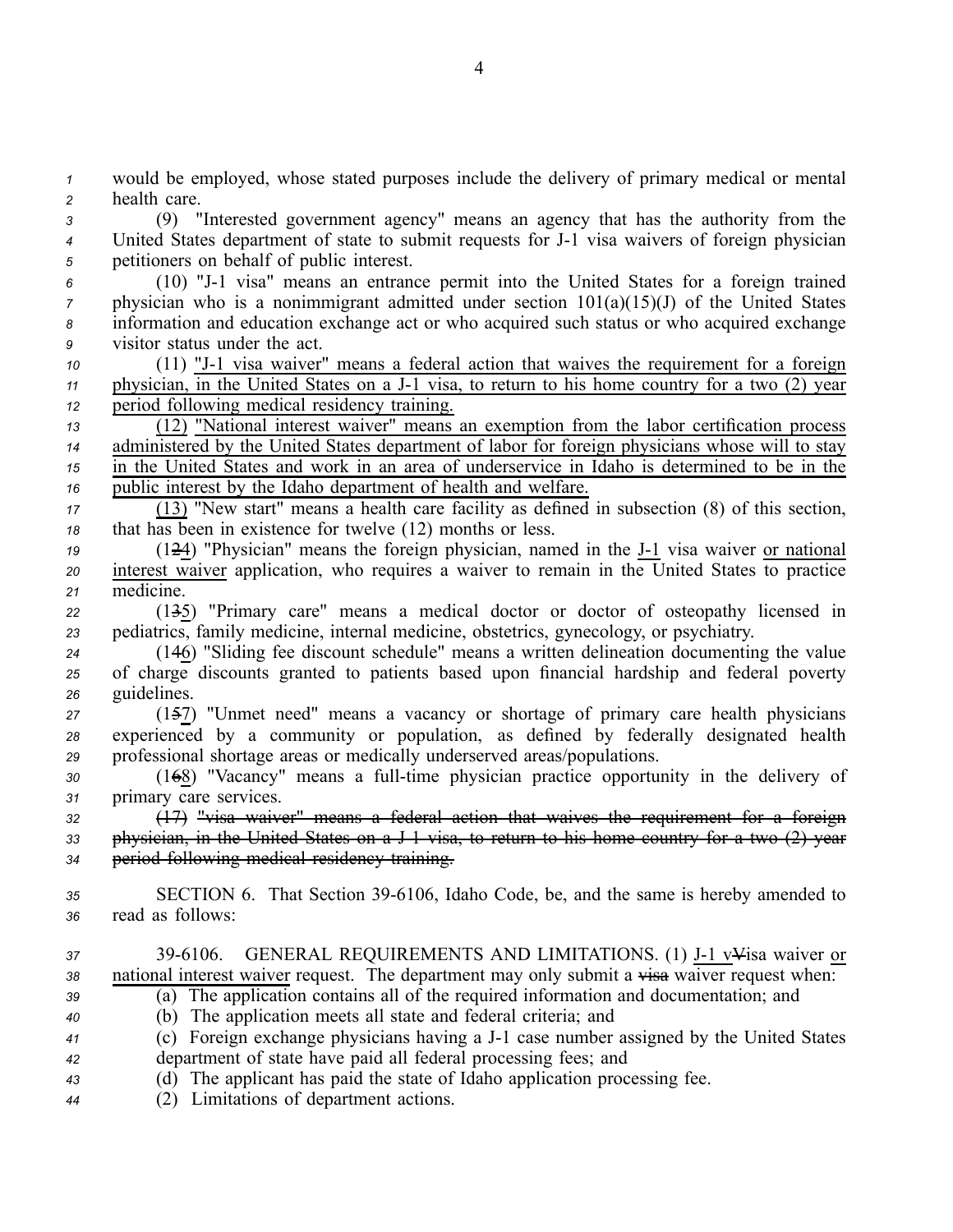would be employed, whose stated purposes include the delivery of primary medical or mental health care.

(9) "Interested government agency" means an agency that has the authority from the United States department of state to submit requests for J-1 visa waivers of foreign physician petitioners on behalf of public interest.

(10) "J-1 visa" means an entrance permit into the United States for a foreign trained physician who is a nonimmigrant admitted under section 101(a)(15)(J) of the United States information and education exchange act or who acquired such status or who acquired exchange visitor status under the act.

(11) "J-1 visa waiver" means a federal action that waives the requirement for a foreign physician, in the United States on a J-1 visa, to return to his home country for a two (2) year period following medical residency training.

(12) "National interest waiver" means an exemption from the labor certification process administered by the United States department of labor for foreign physicians whose will to stay in the United States and work in an area of underservice in Idaho is determined to be in the public interest by the Idaho department of health and welfare.

(13) "New start" means a health care facility as defined in subsection (8) of this section, that has been in existence for twelve (12) months or less.

(1~~2~~4) "Physician" means the foreign physician, named in the J-1 visa waiver or national interest waiver application, who requires a waiver to remain in the United States to practice medicine.

(1~~3~~5) "Primary care" means a medical doctor or doctor of osteopathy licensed in pediatrics, family medicine, internal medicine, obstetrics, gynecology, or psychiatry.

(1~~4~~6) "Sliding fee discount schedule" means a written delineation documenting the value of charge discounts granted to patients based upon financial hardship and federal poverty guidelines.

(1~~5~~7) "Unmet need" means a vacancy or shortage of primary care health physicians experienced by a community or population, as defined by federally designated health professional shortage areas or medically underserved areas/populations.

(1~~6~~8) "Vacancy" means a full-time physician practice opportunity in the delivery of primary care services.

~~(17) "visa waiver" means a federal action that waives the requirement for a foreign physician, in the United States on a J-1 visa, to return to his home country for a two (2) year period following medical residency training.~~

SECTION 6. That Section 39-6106, Idaho Code, be, and the same is hereby amended to read as follows:

39-6106. GENERAL REQUIREMENTS AND LIMITATIONS. (1) J-1 v~~V~~isa waiver or national interest waiver request. The department may only submit a ~~visa~~ waiver request when:

(a) The application contains all of the required information and documentation; and

(b) The application meets all state and federal criteria; and

(c) Foreign exchange physicians having a J-1 case number assigned by the United States department of state have paid all federal processing fees; and

(d) The applicant has paid the state of Idaho application processing fee.

(2) Limitations of department actions.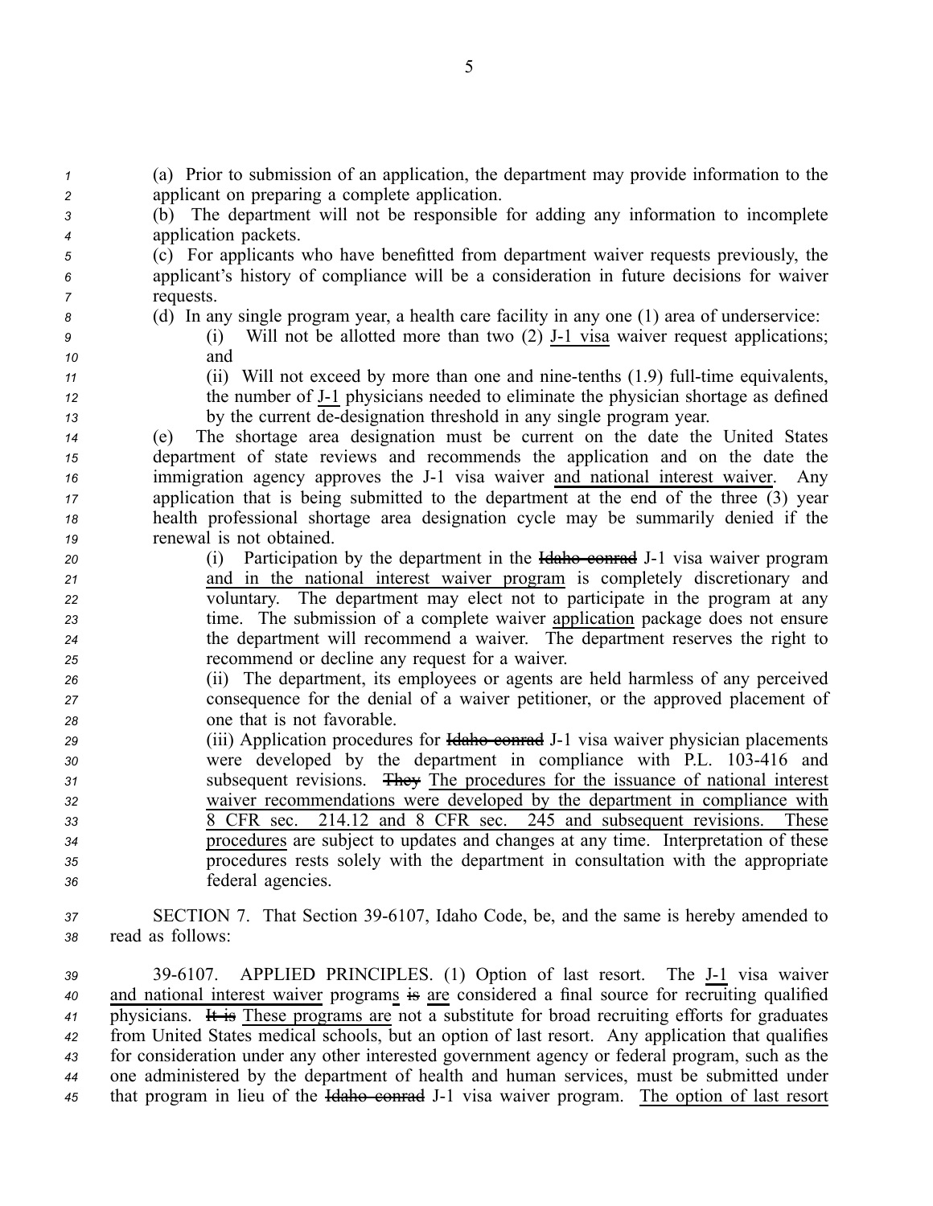(a) Prior to submission of an application, the department may provide information to the applicant on preparing a complete application.

(b) The department will not be responsible for adding any information to incomplete application packets.

(c) For applicants who have benefitted from department waiver requests previously, the applicant's history of compliance will be a consideration in future decisions for waiver requests.

(d) In any single program year, a health care facility in any one (1) area of underservice:

(i) Will not be allotted more than two (2) J-1 visa waiver request applications; and

(ii) Will not exceed by more than one and nine-tenths (1.9) full-time equivalents, the number of J-1 physicians needed to eliminate the physician shortage as defined by the current de-designation threshold in any single program year.

(e) The shortage area designation must be current on the date the United States department of state reviews and recommends the application and on the date the immigration agency approves the J-1 visa waiver and national interest waiver. Any application that is being submitted to the department at the end of the three (3) year health professional shortage area designation cycle may be summarily denied if the renewal is not obtained.

(i) Participation by the department in the ~~Idaho conrad~~ J-1 visa waiver program and in the national interest waiver program is completely discretionary and voluntary. The department may elect not to participate in the program at any time. The submission of a complete waiver application package does not ensure the department will recommend a waiver. The department reserves the right to recommend or decline any request for a waiver.

(ii) The department, its employees or agents are held harmless of any perceived consequence for the denial of a waiver petitioner, or the approved placement of one that is not favorable.

(iii) Application procedures for ~~Idaho conrad~~ J-1 visa waiver physician placements were developed by the department in compliance with P.L. 103-416 and subsequent revisions. ~~They~~ The procedures for the issuance of national interest waiver recommendations were developed by the department in compliance with 8 CFR sec. 214.12 and 8 CFR sec. 245 and subsequent revisions. These procedures are subject to updates and changes at any time. Interpretation of these procedures rests solely with the department in consultation with the appropriate federal agencies.

SECTION 7. That Section 39-6107, Idaho Code, be, and the same is hereby amended to read as follows:

39-6107. APPLIED PRINCIPLES. (1) Option of last resort. The J-1 visa waiver and national interest waiver programs ~~is~~ are considered a final source for recruiting qualified physicians. ~~It is~~ These programs are not a substitute for broad recruiting efforts for graduates from United States medical schools, but an option of last resort. Any application that qualifies for consideration under any other interested government agency or federal program, such as the one administered by the department of health and human services, must be submitted under that program in lieu of the ~~Idaho conrad~~ J-1 visa waiver program. The option of last resort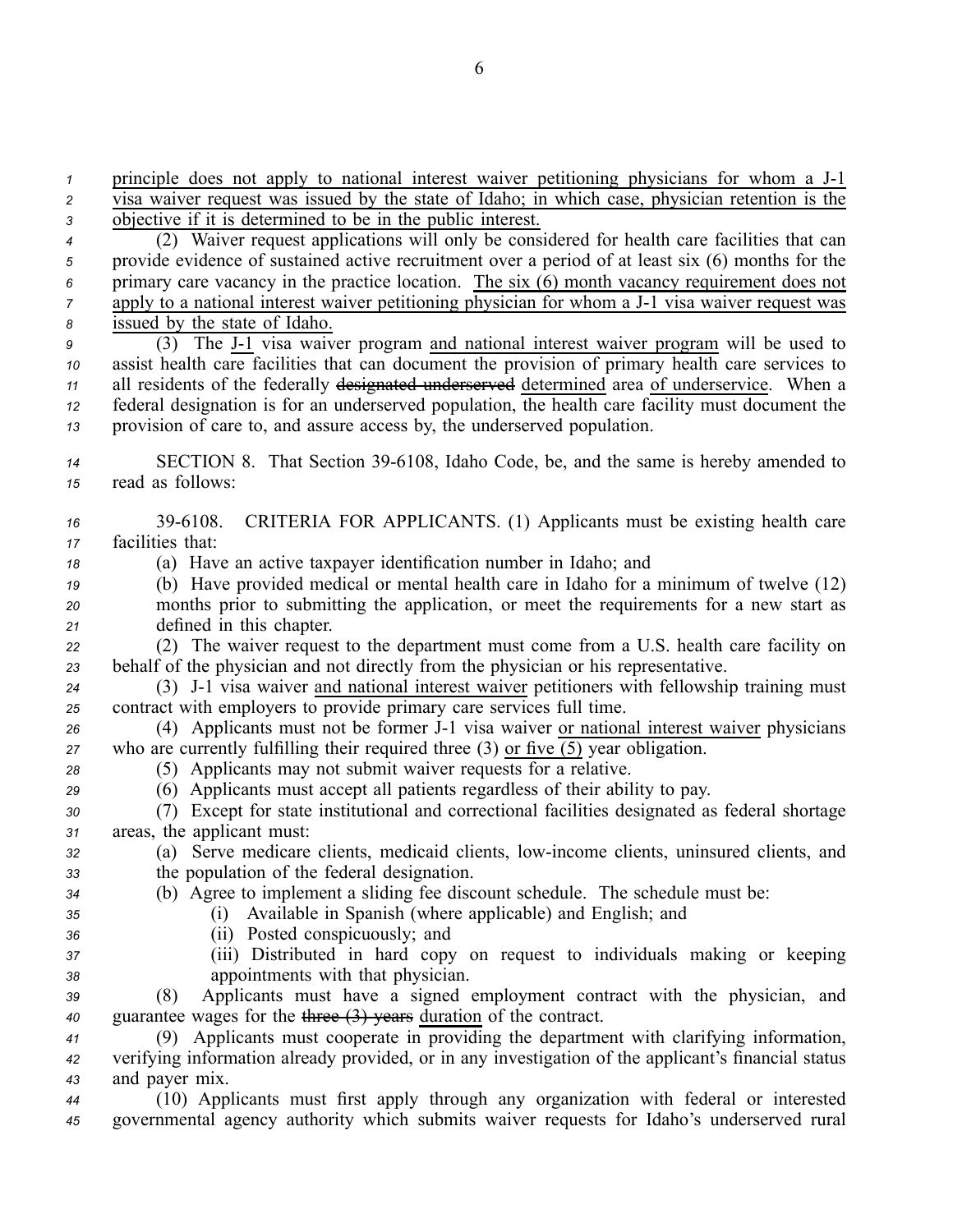principle does not apply to national interest waiver petitioning physicians for whom a J-1 visa waiver request was issued by the state of Idaho; in which case, physician retention is the objective if it is determined to be in the public interest.

(2) Waiver request applications will only be considered for health care facilities that can provide evidence of sustained active recruitment over a period of at least six (6) months for the primary care vacancy in the practice location. The six (6) month vacancy requirement does not apply to a national interest waiver petitioning physician for whom a J-1 visa waiver request was issued by the state of Idaho.

(3) The J-1 visa waiver program and national interest waiver program will be used to assist health care facilities that can document the provision of primary health care services to all residents of the federally ~~designated underserved~~ determined area of underservice. When a federal designation is for an underserved population, the health care facility must document the provision of care to, and assure access by, the underserved population.

SECTION 8. That Section 39-6108, Idaho Code, be, and the same is hereby amended to read as follows:

39-6108. CRITERIA FOR APPLICANTS. (1) Applicants must be existing health care facilities that:

(a) Have an active taxpayer identification number in Idaho; and

(b) Have provided medical or mental health care in Idaho for a minimum of twelve (12) months prior to submitting the application, or meet the requirements for a new start as defined in this chapter.

(2) The waiver request to the department must come from a U.S. health care facility on behalf of the physician and not directly from the physician or his representative.

(3) J-1 visa waiver and national interest waiver petitioners with fellowship training must contract with employers to provide primary care services full time.

(4) Applicants must not be former J-1 visa waiver or national interest waiver physicians who are currently fulfilling their required three (3) or five (5) year obligation.

(5) Applicants may not submit waiver requests for a relative.

(6) Applicants must accept all patients regardless of their ability to pay.

(7) Except for state institutional and correctional facilities designated as federal shortage areas, the applicant must:

(a) Serve medicare clients, medicaid clients, low-income clients, uninsured clients, and the population of the federal designation.

(b) Agree to implement a sliding fee discount schedule. The schedule must be:

(i) Available in Spanish (where applicable) and English; and

(ii) Posted conspicuously; and

(iii) Distributed in hard copy on request to individuals making or keeping appointments with that physician.

(8) Applicants must have a signed employment contract with the physician, and guarantee wages for the ~~three (3) years~~ duration of the contract.

(9) Applicants must cooperate in providing the department with clarifying information, verifying information already provided, or in any investigation of the applicant's financial status and payer mix.

(10) Applicants must first apply through any organization with federal or interested governmental agency authority which submits waiver requests for Idaho's underserved rural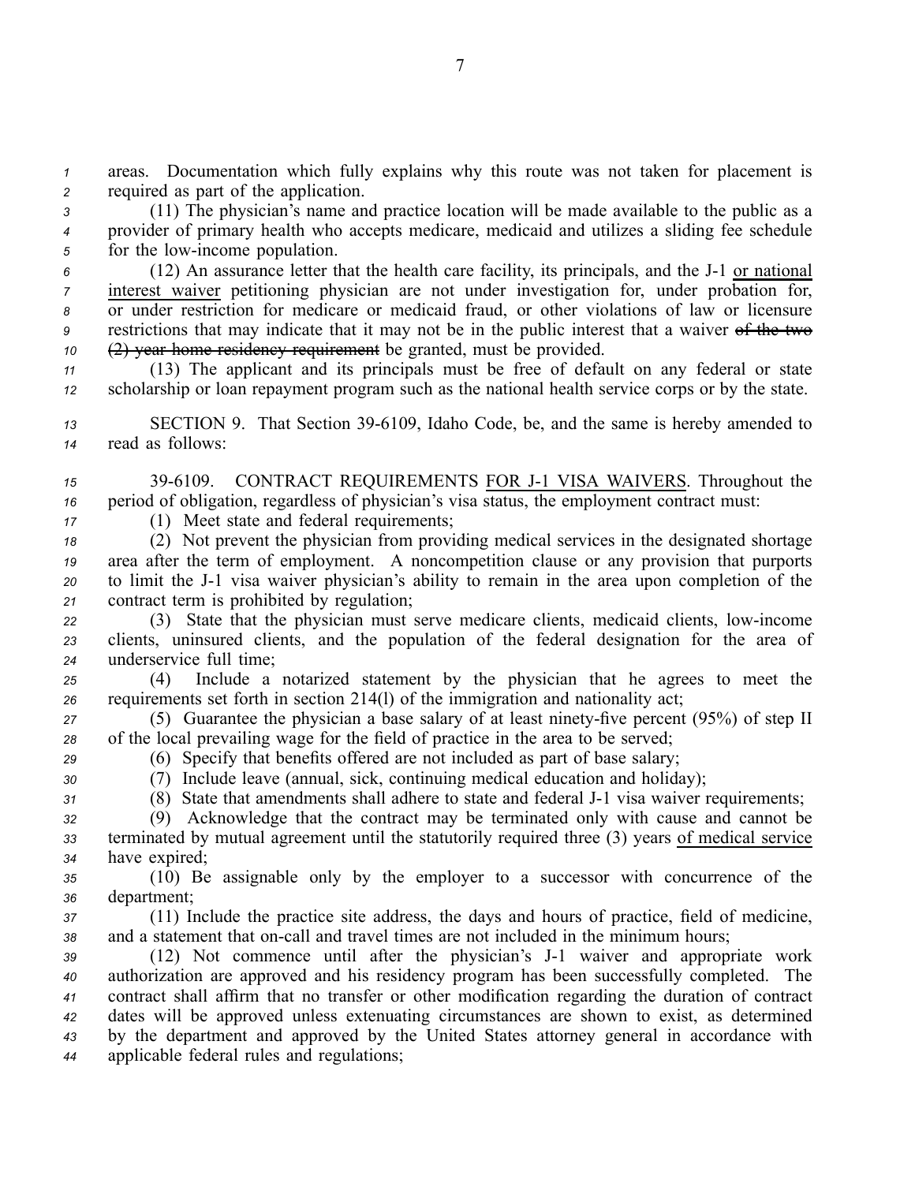areas. Documentation which fully explains why this route was not taken for placement is required as part of the application.

(11) The physician's name and practice location will be made available to the public as a provider of primary health who accepts medicare, medicaid and utilizes a sliding fee schedule for the low-income population.

(12) An assurance letter that the health care facility, its principals, and the J-1 <u>or national interest waiver</u> petitioning physician are not under investigation for, under probation for, or under restriction for medicare or medicaid fraud, or other violations of law or licensure restrictions that may indicate that it may not be in the public interest that a waiver ~~of the two (2) year home residency requirement~~ be granted, must be provided.

(13) The applicant and its principals must be free of default on any federal or state scholarship or loan repayment program such as the national health service corps or by the state.

SECTION 9. That Section 39-6109, Idaho Code, be, and the same is hereby amended to read as follows:

39-6109. CONTRACT REQUIREMENTS <u>FOR J-1 VISA WAIVERS</u>. Throughout the period of obligation, regardless of physician's visa status, the employment contract must:

(1) Meet state and federal requirements;

(2) Not prevent the physician from providing medical services in the designated shortage area after the term of employment. A noncompetition clause or any provision that purports to limit the J-1 visa waiver physician's ability to remain in the area upon completion of the contract term is prohibited by regulation;

(3) State that the physician must serve medicare clients, medicaid clients, low-income clients, uninsured clients, and the population of the federal designation for the area of underservice full time;

(4) Include a notarized statement by the physician that he agrees to meet the requirements set forth in section 214(l) of the immigration and nationality act;

(5) Guarantee the physician a base salary of at least ninety-five percent (95%) of step II of the local prevailing wage for the field of practice in the area to be served;

(6) Specify that benefits offered are not included as part of base salary;

(7) Include leave (annual, sick, continuing medical education and holiday);

(8) State that amendments shall adhere to state and federal J-1 visa waiver requirements;

(9) Acknowledge that the contract may be terminated only with cause and cannot be terminated by mutual agreement until the statutorily required three (3) years <u>of medical service</u> have expired;

(10) Be assignable only by the employer to a successor with concurrence of the department;

(11) Include the practice site address, the days and hours of practice, field of medicine, and a statement that on-call and travel times are not included in the minimum hours;

(12) Not commence until after the physician's J-1 waiver and appropriate work authorization are approved and his residency program has been successfully completed. The contract shall affirm that no transfer or other modification regarding the duration of contract dates will be approved unless extenuating circumstances are shown to exist, as determined by the department and approved by the United States attorney general in accordance with applicable federal rules and regulations;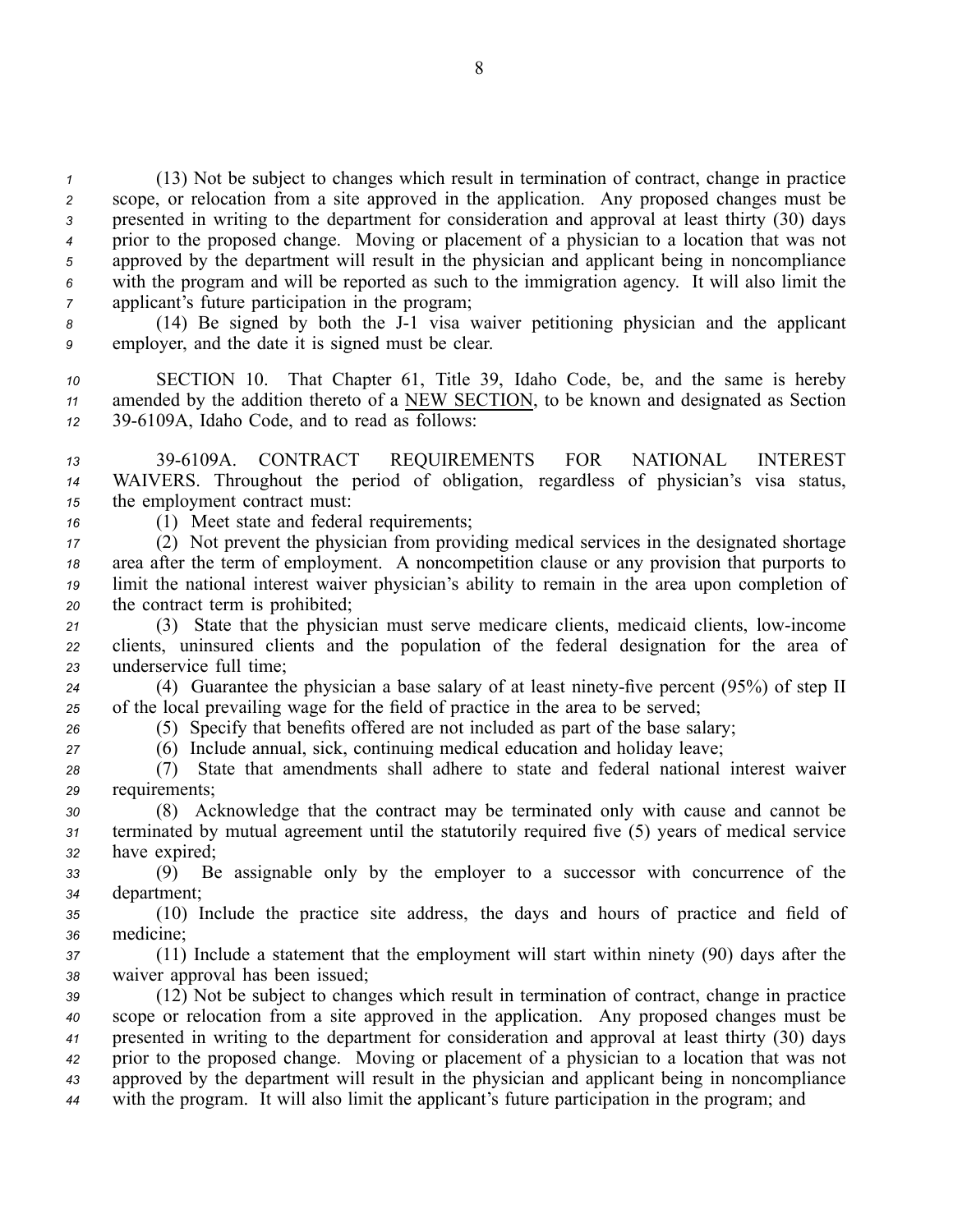(13) Not be subject to changes which result in termination of contract, change in practice scope, or relocation from a site approved in the application. Any proposed changes must be presented in writing to the department for consideration and approval at least thirty (30) days prior to the proposed change. Moving or placement of a physician to a location that was not approved by the department will result in the physician and applicant being in noncompliance with the program and will be reported as such to the immigration agency. It will also limit the applicant's future participation in the program;

(14) Be signed by both the J-1 visa waiver petitioning physician and the applicant employer, and the date it is signed must be clear.

SECTION 10. That Chapter 61, Title 39, Idaho Code, be, and the same is hereby amended by the addition thereto of a NEW SECTION, to be known and designated as Section 39-6109A, Idaho Code, and to read as follows:

39-6109A. CONTRACT REQUIREMENTS FOR NATIONAL INTEREST WAIVERS. Throughout the period of obligation, regardless of physician's visa status, the employment contract must:

(1) Meet state and federal requirements;

(2) Not prevent the physician from providing medical services in the designated shortage area after the term of employment. A noncompetition clause or any provision that purports to limit the national interest waiver physician's ability to remain in the area upon completion of the contract term is prohibited;

(3) State that the physician must serve medicare clients, medicaid clients, low-income clients, uninsured clients and the population of the federal designation for the area of underservice full time;

(4) Guarantee the physician a base salary of at least ninety-five percent (95%) of step II of the local prevailing wage for the field of practice in the area to be served;

(5) Specify that benefits offered are not included as part of the base salary;

(6) Include annual, sick, continuing medical education and holiday leave;

(7) State that amendments shall adhere to state and federal national interest waiver requirements;

(8) Acknowledge that the contract may be terminated only with cause and cannot be terminated by mutual agreement until the statutorily required five (5) years of medical service have expired;

(9) Be assignable only by the employer to a successor with concurrence of the department;

(10) Include the practice site address, the days and hours of practice and field of medicine;

(11) Include a statement that the employment will start within ninety (90) days after the waiver approval has been issued;

(12) Not be subject to changes which result in termination of contract, change in practice scope or relocation from a site approved in the application. Any proposed changes must be presented in writing to the department for consideration and approval at least thirty (30) days prior to the proposed change. Moving or placement of a physician to a location that was not approved by the department will result in the physician and applicant being in noncompliance with the program. It will also limit the applicant's future participation in the program; and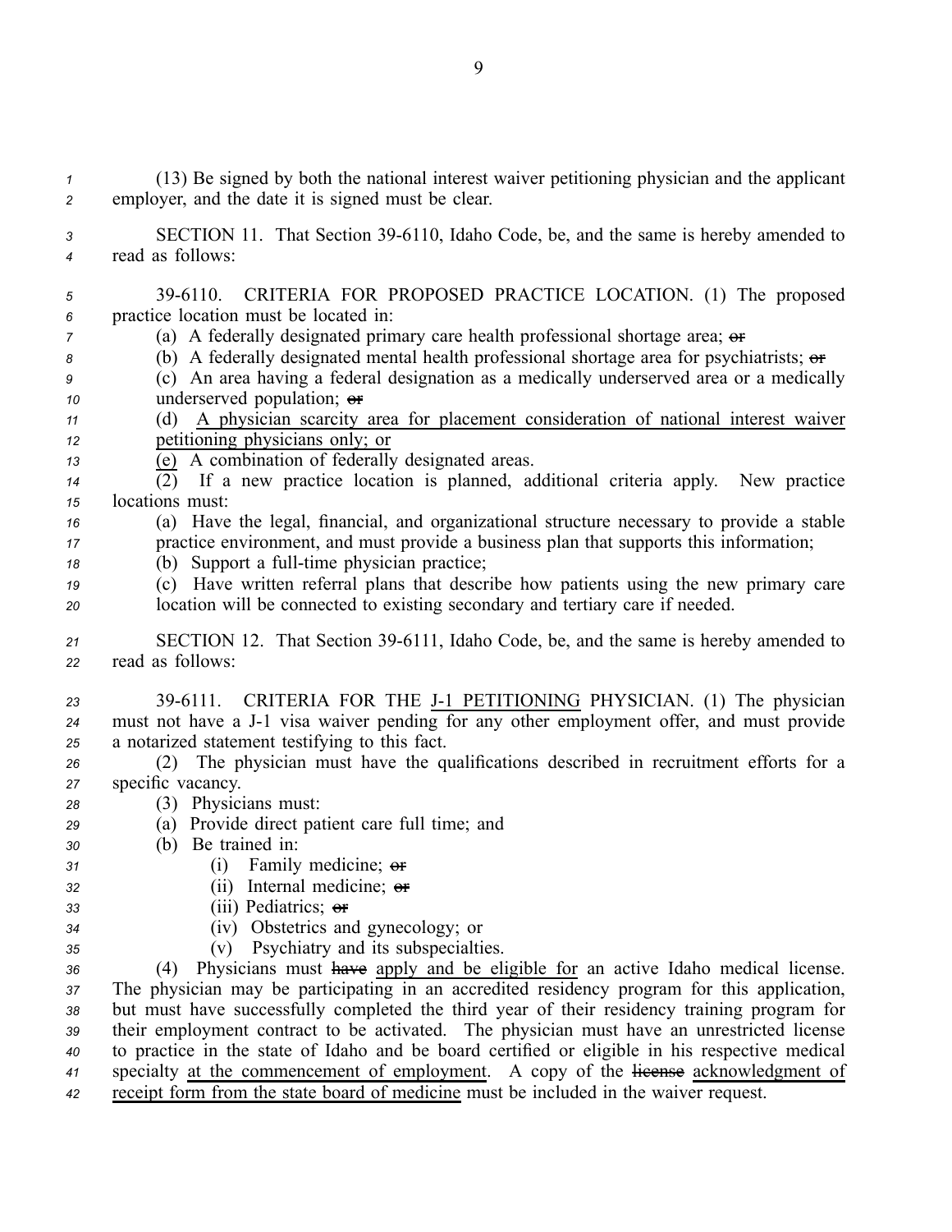(13) Be signed by both the national interest waiver petitioning physician and the applicant employer, and the date it is signed must be clear.

SECTION 11. That Section 39-6110, Idaho Code, be, and the same is hereby amended to read as follows:

39-6110. CRITERIA FOR PROPOSED PRACTICE LOCATION. (1) The proposed practice location must be located in:

(a) A federally designated primary care health professional shortage area; ~~or~~

(b) A federally designated mental health professional shortage area for psychiatrists; ~~or~~

(c) An area having a federal designation as a medically underserved area or a medically underserved population; ~~or~~

(d) <u>A physician scarcity area for placement consideration of national interest waiver petitioning physicians only; or</u>

<u>(e)</u> A combination of federally designated areas.

(2) If a new practice location is planned, additional criteria apply. New practice locations must:

(a) Have the legal, financial, and organizational structure necessary to provide a stable practice environment, and must provide a business plan that supports this information;

(b) Support a full-time physician practice;

(c) Have written referral plans that describe how patients using the new primary care location will be connected to existing secondary and tertiary care if needed.

SECTION 12. That Section 39-6111, Idaho Code, be, and the same is hereby amended to read as follows:

39-6111. CRITERIA FOR THE <u>J-1 PETITIONING</u> PHYSICIAN. (1) The physician must not have a J-1 visa waiver pending for any other employment offer, and must provide a notarized statement testifying to this fact.

(2) The physician must have the qualifications described in recruitment efforts for a specific vacancy.

(3) Physicians must:

(a) Provide direct patient care full time; and

(b) Be trained in:

(i) Family medicine; ~~or~~

(ii) Internal medicine; ~~or~~

(iii) Pediatrics; ~~or~~

(iv) Obstetrics and gynecology; or

(v) Psychiatry and its subspecialties.

(4) Physicians must ~~have~~ <u>apply and be eligible for</u> an active Idaho medical license. The physician may be participating in an accredited residency program for this application, but must have successfully completed the third year of their residency training program for their employment contract to be activated. The physician must have an unrestricted license to practice in the state of Idaho and be board certified or eligible in his respective medical specialty <u>at the commencement of employment</u>. A copy of the ~~license~~ <u>acknowledgment of receipt form from the state board of medicine</u> must be included in the waiver request.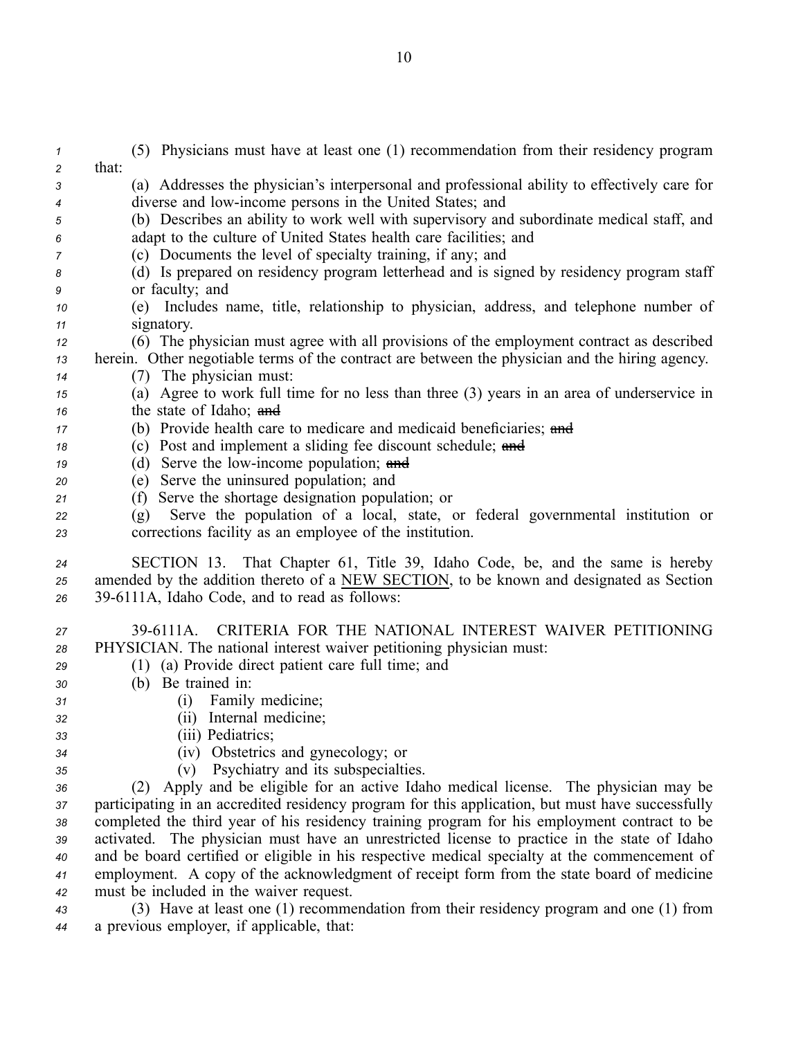(5) Physicians must have at least one (1) recommendation from their residency program that:

(a) Addresses the physician's interpersonal and professional ability to effectively care for diverse and low-income persons in the United States; and

(b) Describes an ability to work well with supervisory and subordinate medical staff, and adapt to the culture of United States health care facilities; and

(c) Documents the level of specialty training, if any; and

(d) Is prepared on residency program letterhead and is signed by residency program staff or faculty; and

(e) Includes name, title, relationship to physician, address, and telephone number of signatory.

(6) The physician must agree with all provisions of the employment contract as described herein. Other negotiable terms of the contract are between the physician and the hiring agency.

(7) The physician must:

(a) Agree to work full time for no less than three (3) years in an area of underservice in the state of Idaho; ~~and~~

(b) Provide health care to medicare and medicaid beneficiaries; ~~and~~

(c) Post and implement a sliding fee discount schedule; ~~and~~

(d) Serve the low-income population; ~~and~~

(e) Serve the uninsured population; and

(f) Serve the shortage designation population; or

(g) Serve the population of a local, state, or federal governmental institution or corrections facility as an employee of the institution.

SECTION 13. That Chapter 61, Title 39, Idaho Code, be, and the same is hereby amended by the addition thereto of a NEW SECTION, to be known and designated as Section 39-6111A, Idaho Code, and to read as follows:

39-6111A. CRITERIA FOR THE NATIONAL INTEREST WAIVER PETITIONING PHYSICIAN. The national interest waiver petitioning physician must:

(1) (a) Provide direct patient care full time; and

(b) Be trained in:

(i) Family medicine;

(ii) Internal medicine;

(iii) Pediatrics;

(iv) Obstetrics and gynecology; or

(v) Psychiatry and its subspecialties.

(2) Apply and be eligible for an active Idaho medical license. The physician may be participating in an accredited residency program for this application, but must have successfully completed the third year of his residency training program for his employment contract to be activated. The physician must have an unrestricted license to practice in the state of Idaho and be board certified or eligible in his respective medical specialty at the commencement of employment. A copy of the acknowledgment of receipt form from the state board of medicine must be included in the waiver request.

(3) Have at least one (1) recommendation from their residency program and one (1) from a previous employer, if applicable, that: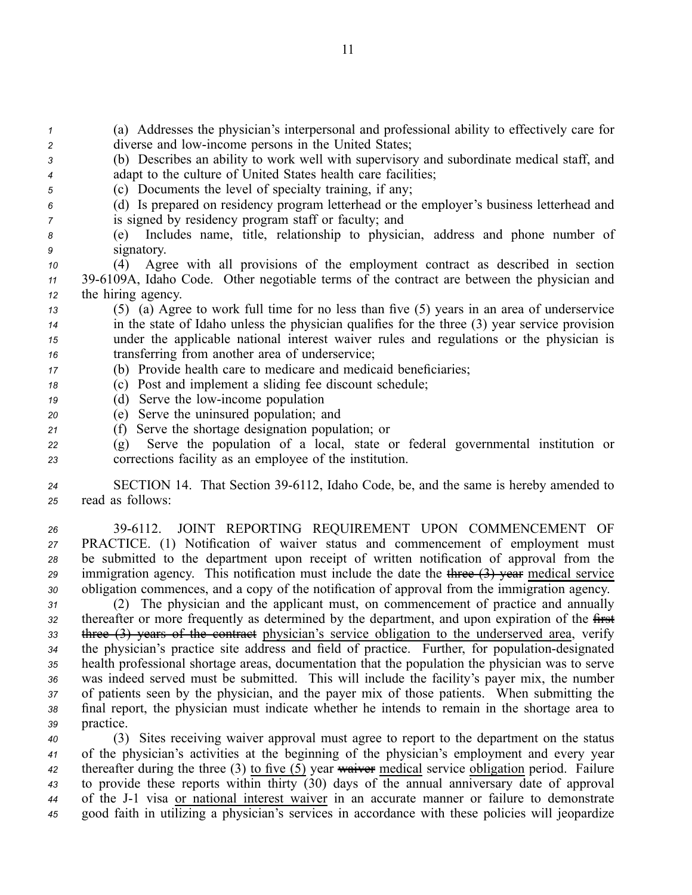(a) Addresses the physician's interpersonal and professional ability to effectively care for diverse and low-income persons in the United States;

(b) Describes an ability to work well with supervisory and subordinate medical staff, and adapt to the culture of United States health care facilities;

(c) Documents the level of specialty training, if any;

(d) Is prepared on residency program letterhead or the employer's business letterhead and is signed by residency program staff or faculty; and

(e) Includes name, title, relationship to physician, address and phone number of signatory.

(4) Agree with all provisions of the employment contract as described in section 39-6109A, Idaho Code. Other negotiable terms of the contract are between the physician and the hiring agency.

(5) (a) Agree to work full time for no less than five (5) years in an area of underservice in the state of Idaho unless the physician qualifies for the three (3) year service provision under the applicable national interest waiver rules and regulations or the physician is transferring from another area of underservice;

(b) Provide health care to medicare and medicaid beneficiaries;

(c) Post and implement a sliding fee discount schedule;

(d) Serve the low-income population

(e) Serve the uninsured population; and

(f) Serve the shortage designation population; or

(g) Serve the population of a local, state or federal governmental institution or corrections facility as an employee of the institution.

SECTION 14. That Section 39-6112, Idaho Code, be, and the same is hereby amended to read as follows:

39-6112. JOINT REPORTING REQUIREMENT UPON COMMENCEMENT OF PRACTICE. (1) Notification of waiver status and commencement of employment must be submitted to the department upon receipt of written notification of approval from the immigration agency. This notification must include the date the ~~three (3) year~~ medical service obligation commences, and a copy of the notification of approval from the immigration agency.

(2) The physician and the applicant must, on commencement of practice and annually thereafter or more frequently as determined by the department, and upon expiration of the ~~first three (3) years of the contract~~ physician's service obligation to the underserved area, verify the physician's practice site address and field of practice. Further, for population-designated health professional shortage areas, documentation that the population the physician was to serve was indeed served must be submitted. This will include the facility's payer mix, the number of patients seen by the physician, and the payer mix of those patients. When submitting the final report, the physician must indicate whether he intends to remain in the shortage area to practice.

(3) Sites receiving waiver approval must agree to report to the department on the status of the physician's activities at the beginning of the physician's employment and every year thereafter during the three (3) to five (5) year ~~waiver~~ medical service obligation period. Failure to provide these reports within thirty (30) days of the annual anniversary date of approval of the J-1 visa or national interest waiver in an accurate manner or failure to demonstrate good faith in utilizing a physician's services in accordance with these policies will jeopardize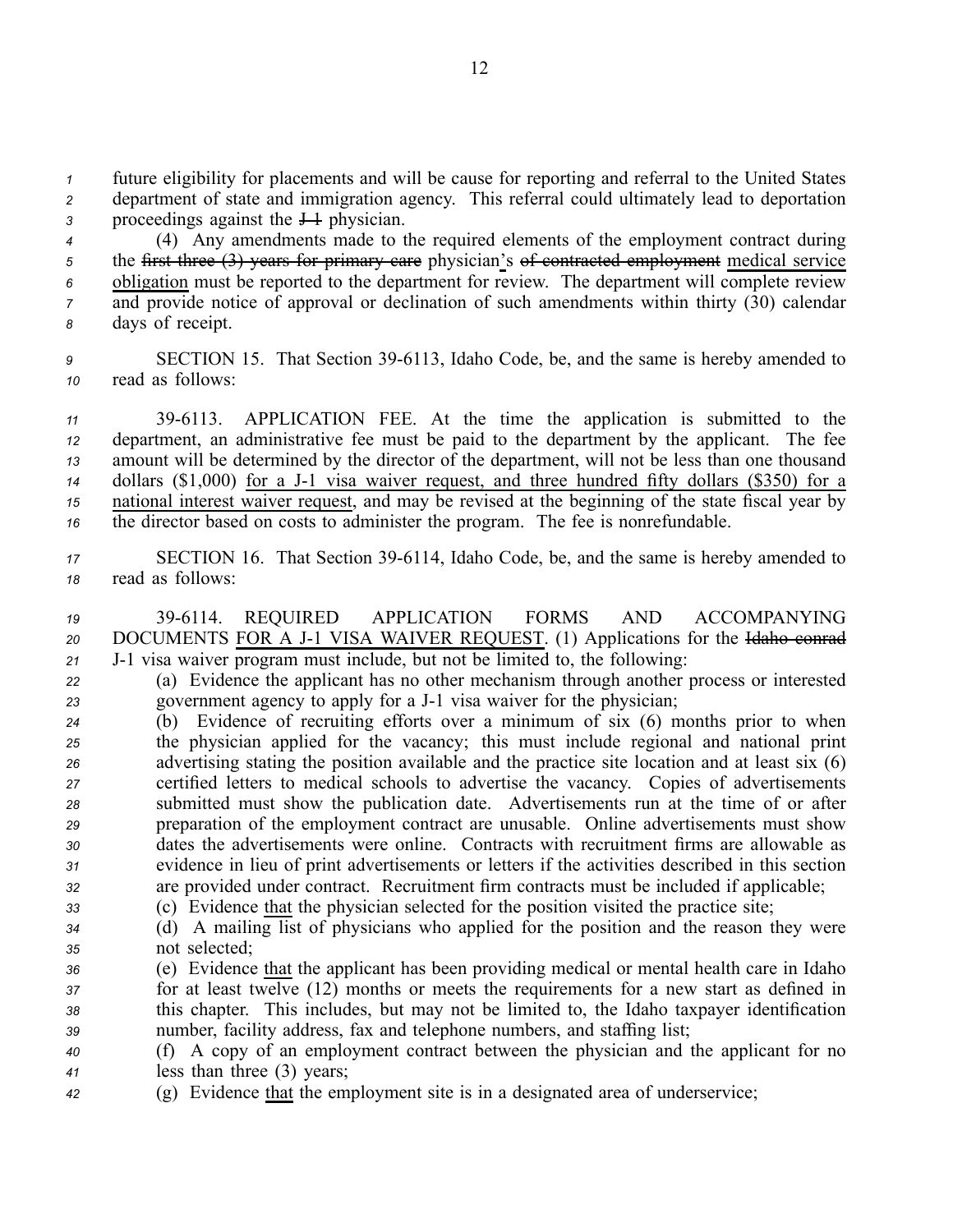future eligibility for placements and will be cause for reporting and referral to the United States department of state and immigration agency. This referral could ultimately lead to deportation proceedings against the ~~J-1~~ physician.

(4) Any amendments made to the required elements of the employment contract during the ~~first three (3) years for primary care~~ physician<u>'s</u> ~~of contracted employment~~ <u>medical service obligation</u> must be reported to the department for review. The department will complete review and provide notice of approval or declination of such amendments within thirty (30) calendar days of receipt.

SECTION 15. That Section 39-6113, Idaho Code, be, and the same is hereby amended to read as follows:

39-6113. APPLICATION FEE. At the time the application is submitted to the department, an administrative fee must be paid to the department by the applicant. The fee amount will be determined by the director of the department, will not be less than one thousand dollars ($1,000) <u>for a J-1 visa waiver request, and three hundred fifty dollars ($350) for a national interest waiver request</u>, and may be revised at the beginning of the state fiscal year by the director based on costs to administer the program. The fee is nonrefundable.

SECTION 16. That Section 39-6114, Idaho Code, be, and the same is hereby amended to read as follows:

39-6114. REQUIRED APPLICATION FORMS AND ACCOMPANYING DOCUMENTS <u>FOR A J-1 VISA WAIVER REQUEST</u>. (1) Applications for the ~~Idaho conrad~~ J-1 visa waiver program must include, but not be limited to, the following:

(a) Evidence the applicant has no other mechanism through another process or interested government agency to apply for a J-1 visa waiver for the physician;

(b) Evidence of recruiting efforts over a minimum of six (6) months prior to when the physician applied for the vacancy; this must include regional and national print advertising stating the position available and the practice site location and at least six (6) certified letters to medical schools to advertise the vacancy. Copies of advertisements submitted must show the publication date. Advertisements run at the time of or after preparation of the employment contract are unusable. Online advertisements must show dates the advertisements were online. Contracts with recruitment firms are allowable as evidence in lieu of print advertisements or letters if the activities described in this section are provided under contract. Recruitment firm contracts must be included if applicable;

(c) Evidence <u>that</u> the physician selected for the position visited the practice site;

(d) A mailing list of physicians who applied for the position and the reason they were not selected;

(e) Evidence <u>that</u> the applicant has been providing medical or mental health care in Idaho for at least twelve (12) months or meets the requirements for a new start as defined in this chapter. This includes, but may not be limited to, the Idaho taxpayer identification number, facility address, fax and telephone numbers, and staffing list;

(f) A copy of an employment contract between the physician and the applicant for no less than three (3) years;

(g) Evidence <u>that</u> the employment site is in a designated area of underservice;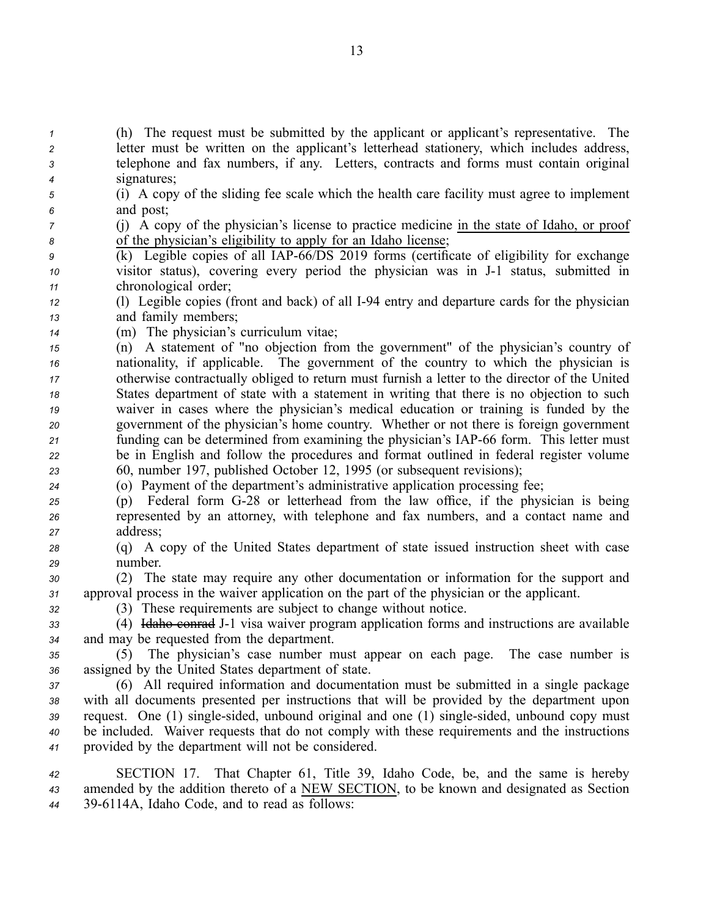(h) The request must be submitted by the applicant or applicant's representative. The letter must be written on the applicant's letterhead stationery, which includes address, telephone and fax numbers, if any. Letters, contracts and forms must contain original signatures;

(i) A copy of the sliding fee scale which the health care facility must agree to implement and post;

(j) A copy of the physician's license to practice medicine <u>in the state of Idaho, or proof of the physician's eligibility to apply for an Idaho license</u>;

(k) Legible copies of all IAP-66/DS 2019 forms (certificate of eligibility for exchange visitor status), covering every period the physician was in J-1 status, submitted in chronological order;

(l) Legible copies (front and back) of all I-94 entry and departure cards for the physician and family members;

(m) The physician's curriculum vitae;

(n) A statement of "no objection from the government" of the physician's country of nationality, if applicable. The government of the country to which the physician is otherwise contractually obliged to return must furnish a letter to the director of the United States department of state with a statement in writing that there is no objection to such waiver in cases where the physician's medical education or training is funded by the government of the physician's home country. Whether or not there is foreign government funding can be determined from examining the physician's IAP-66 form. This letter must be in English and follow the procedures and format outlined in federal register volume 60, number 197, published October 12, 1995 (or subsequent revisions);

(o) Payment of the department's administrative application processing fee;

(p) Federal form G-28 or letterhead from the law office, if the physician is being represented by an attorney, with telephone and fax numbers, and a contact name and address;

(q) A copy of the United States department of state issued instruction sheet with case number.

(2) The state may require any other documentation or information for the support and approval process in the waiver application on the part of the physician or the applicant.

(3) These requirements are subject to change without notice.

(4) ~~Idaho conrad~~ J-1 visa waiver program application forms and instructions are available and may be requested from the department.

(5) The physician's case number must appear on each page. The case number is assigned by the United States department of state.

(6) All required information and documentation must be submitted in a single package with all documents presented per instructions that will be provided by the department upon request. One (1) single-sided, unbound original and one (1) single-sided, unbound copy must be included. Waiver requests that do not comply with these requirements and the instructions provided by the department will not be considered.

SECTION 17. That Chapter 61, Title 39, Idaho Code, be, and the same is hereby amended by the addition thereto of a <u>NEW SECTION</u>, to be known and designated as Section 39-6114A, Idaho Code, and to read as follows: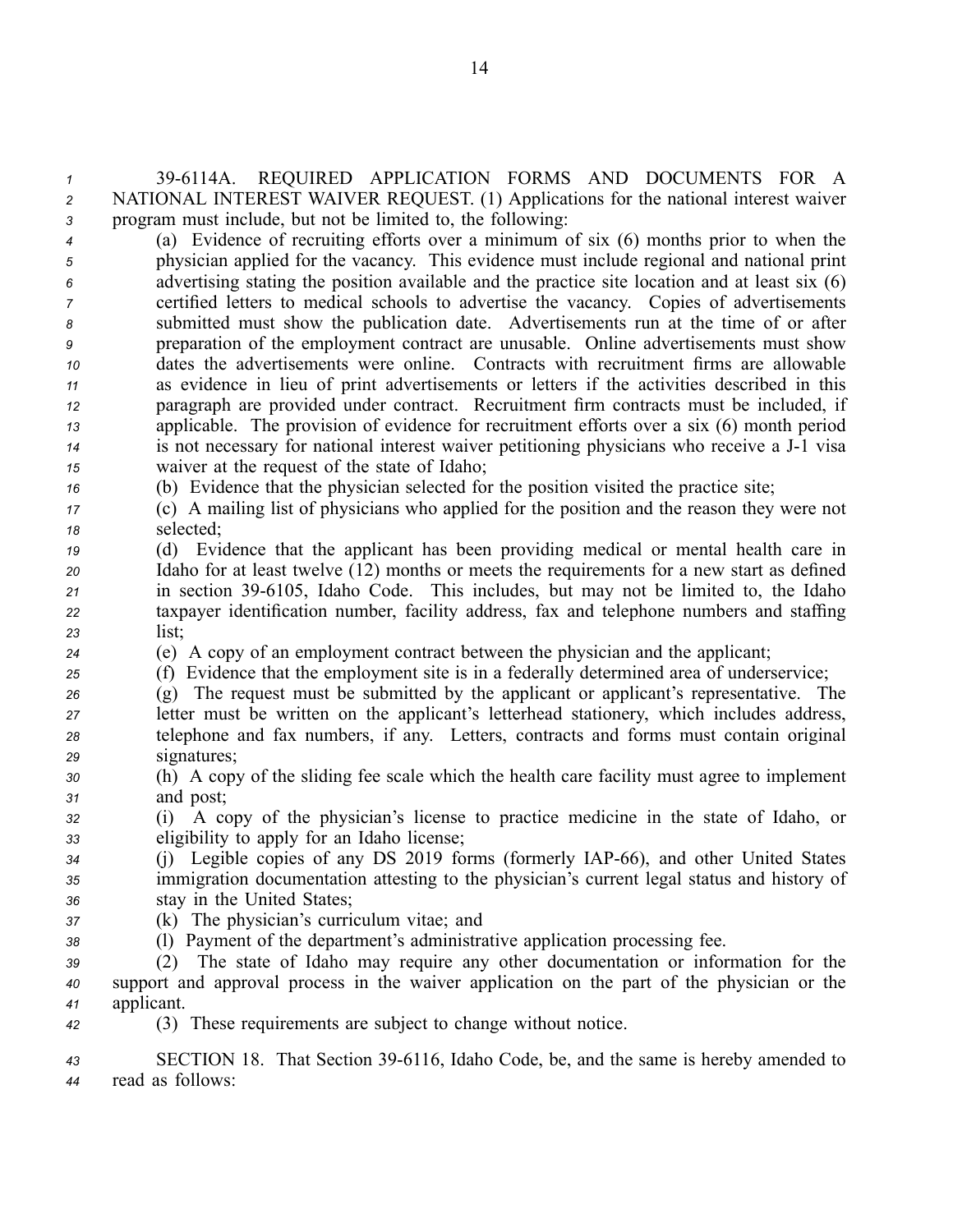39-6114A. REQUIRED APPLICATION FORMS AND DOCUMENTS FOR A NATIONAL INTEREST WAIVER REQUEST. (1) Applications for the national interest waiver program must include, but not be limited to, the following:

(a) Evidence of recruiting efforts over a minimum of six (6) months prior to when the physician applied for the vacancy. This evidence must include regional and national print advertising stating the position available and the practice site location and at least six (6) certified letters to medical schools to advertise the vacancy. Copies of advertisements submitted must show the publication date. Advertisements run at the time of or after preparation of the employment contract are unusable. Online advertisements must show dates the advertisements were online. Contracts with recruitment firms are allowable as evidence in lieu of print advertisements or letters if the activities described in this paragraph are provided under contract. Recruitment firm contracts must be included, if applicable. The provision of evidence for recruitment efforts over a six (6) month period is not necessary for national interest waiver petitioning physicians who receive a J-1 visa waiver at the request of the state of Idaho;

(b) Evidence that the physician selected for the position visited the practice site;

(c) A mailing list of physicians who applied for the position and the reason they were not selected;

(d) Evidence that the applicant has been providing medical or mental health care in Idaho for at least twelve (12) months or meets the requirements for a new start as defined in section 39-6105, Idaho Code. This includes, but may not be limited to, the Idaho taxpayer identification number, facility address, fax and telephone numbers and staffing list;

(e) A copy of an employment contract between the physician and the applicant;

(f) Evidence that the employment site is in a federally determined area of underservice;

(g) The request must be submitted by the applicant or applicant's representative. The letter must be written on the applicant's letterhead stationery, which includes address, telephone and fax numbers, if any. Letters, contracts and forms must contain original signatures;

(h) A copy of the sliding fee scale which the health care facility must agree to implement and post;

(i) A copy of the physician's license to practice medicine in the state of Idaho, or eligibility to apply for an Idaho license;

(j) Legible copies of any DS 2019 forms (formerly IAP-66), and other United States immigration documentation attesting to the physician's current legal status and history of stay in the United States;

(k) The physician's curriculum vitae; and

(l) Payment of the department's administrative application processing fee.

(2) The state of Idaho may require any other documentation or information for the support and approval process in the waiver application on the part of the physician or the applicant.

(3) These requirements are subject to change without notice.

SECTION 18. That Section 39-6116, Idaho Code, be, and the same is hereby amended to read as follows: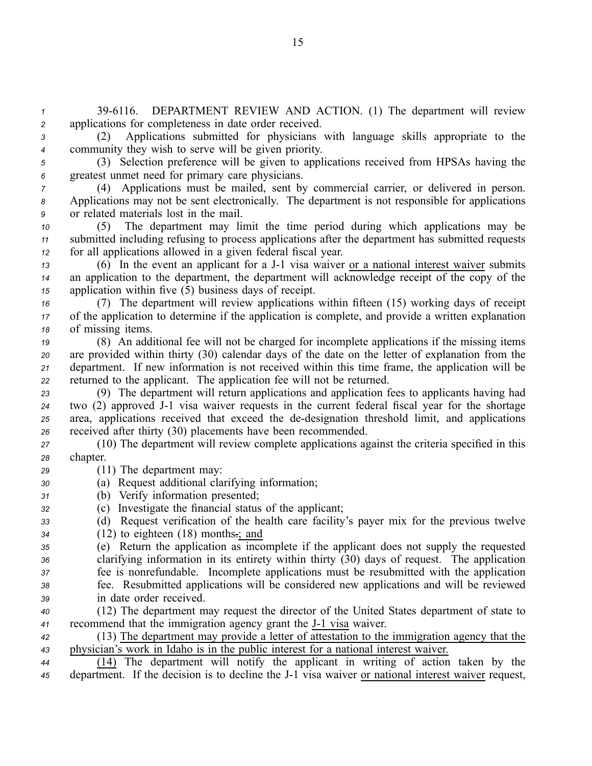39-6116. DEPARTMENT REVIEW AND ACTION. (1) The department will review applications for completeness in date order received.

(2) Applications submitted for physicians with language skills appropriate to the community they wish to serve will be given priority.

(3) Selection preference will be given to applications received from HPSAs having the greatest unmet need for primary care physicians.

(4) Applications must be mailed, sent by commercial carrier, or delivered in person. Applications may not be sent electronically. The department is not responsible for applications or related materials lost in the mail.

(5) The department may limit the time period during which applications may be submitted including refusing to process applications after the department has submitted requests for all applications allowed in a given federal fiscal year.

(6) In the event an applicant for a J-1 visa waiver <u>or a national interest waiver</u> submits an application to the department, the department will acknowledge receipt of the copy of the application within five (5) business days of receipt.

(7) The department will review applications within fifteen (15) working days of receipt of the application to determine if the application is complete, and provide a written explanation of missing items.

(8) An additional fee will not be charged for incomplete applications if the missing items are provided within thirty (30) calendar days of the date on the letter of explanation from the department. If new information is not received within this time frame, the application will be returned to the applicant. The application fee will not be returned.

(9) The department will return applications and application fees to applicants having had two (2) approved J-1 visa waiver requests in the current federal fiscal year for the shortage area, applications received that exceed the de-designation threshold limit, and applications received after thirty (30) placements have been recommended.

(10) The department will review complete applications against the criteria specified in this chapter.

(11) The department may:

(a) Request additional clarifying information;

(b) Verify information presented;

(c) Investigate the financial status of the applicant;

(d) Request verification of the health care facility's payer mix for the previous twelve (12) to eighteen (18) months~~.~~<u>; and</u>

(e) Return the application as incomplete if the applicant does not supply the requested clarifying information in its entirety within thirty (30) days of request. The application fee is nonrefundable. Incomplete applications must be resubmitted with the application fee. Resubmitted applications will be considered new applications and will be reviewed in date order received.

(12) The department may request the director of the United States department of state to recommend that the immigration agency grant the <u>J-1 visa</u> waiver.

<u>(13) The department may provide a letter of attestation to the immigration agency that the physician's work in Idaho is in the public interest for a national interest waiver.</u>

<u>(14)</u> The department will notify the applicant in writing of action taken by the department. If the decision is to decline the J-1 visa waiver <u>or national interest waiver</u> request,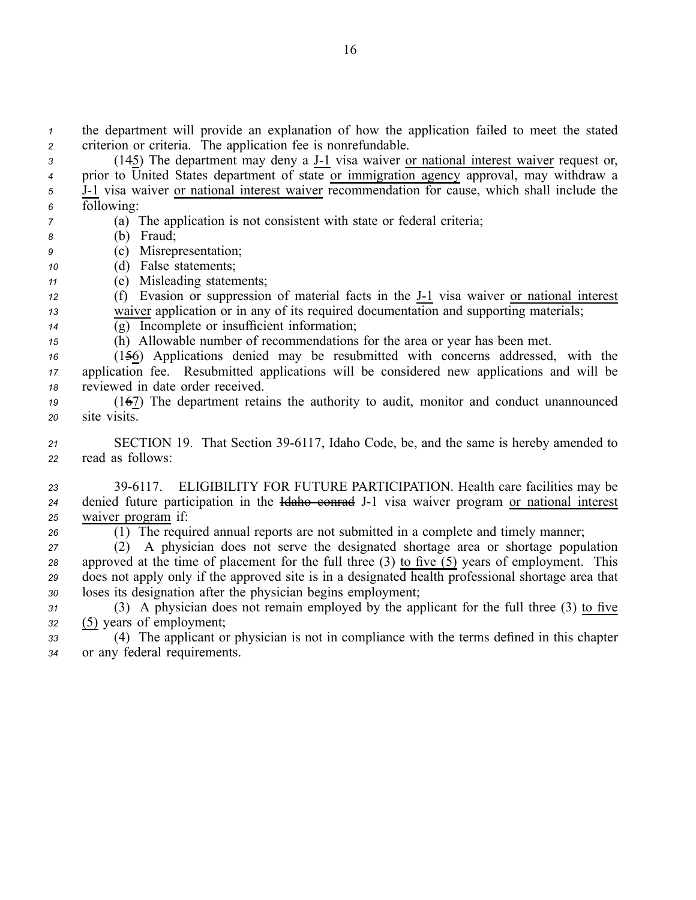the department will provide an explanation of how the application failed to meet the stated criterion or criteria. The application fee is nonrefundable.

(145) The department may deny a J-1 visa waiver or national interest waiver request or, prior to United States department of state or immigration agency approval, may withdraw a J-1 visa waiver or national interest waiver recommendation for cause, which shall include the following:

(a) The application is not consistent with state or federal criteria;

(b) Fraud;

(c) Misrepresentation;

(d) False statements;

(e) Misleading statements;

(f) Evasion or suppression of material facts in the J-1 visa waiver or national interest waiver application or in any of its required documentation and supporting materials;

(g) Incomplete or insufficient information;

(h) Allowable number of recommendations for the area or year has been met.

(156) Applications denied may be resubmitted with concerns addressed, with the application fee. Resubmitted applications will be considered new applications and will be reviewed in date order received.

(167) The department retains the authority to audit, monitor and conduct unannounced site visits.

SECTION 19. That Section 39-6117, Idaho Code, be, and the same is hereby amended to read as follows:

39-6117. ELIGIBILITY FOR FUTURE PARTICIPATION. Health care facilities may be denied future participation in the ~~Idaho conrad~~ J-1 visa waiver program or national interest waiver program if:

(1) The required annual reports are not submitted in a complete and timely manner;

(2) A physician does not serve the designated shortage area or shortage population approved at the time of placement for the full three (3) to five (5) years of employment. This does not apply only if the approved site is in a designated health professional shortage area that loses its designation after the physician begins employment;

(3) A physician does not remain employed by the applicant for the full three (3) to five (5) years of employment;

(4) The applicant or physician is not in compliance with the terms defined in this chapter or any federal requirements.